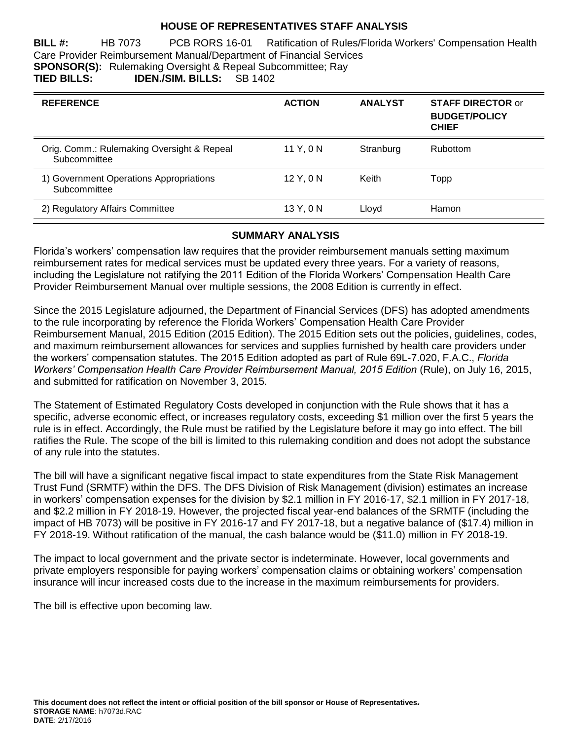# HOUSE OF REPRESENTATIVES STAFF ANALYSIS

**BILL #:** HB 7073 PCB RORS 16-01 Ratification of Rules/Florida Workers' Compensation Health Care Provider Reimbursement Manual/Department of Financial Services
**SPONSOR(S):** Rulemaking Oversight & Repeal Subcommittee; Ray
**TIED BILLS:** **IDEN./SIM. BILLS:** SB 1402

| REFERENCE | ACTION | ANALYST | STAFF DIRECTOR or BUDGET/POLICY CHIEF |
|---|---|---|---|
| Orig. Comm.: Rulemaking Oversight & Repeal Subcommittee | 11 Y, 0 N | Stranburg | Rubottom |
| 1) Government Operations Appropriations Subcommittee | 12 Y, 0 N | Keith | Topp |
| 2) Regulatory Affairs Committee | 13 Y, 0 N | Lloyd | Hamon |

## SUMMARY ANALYSIS

Florida's workers' compensation law requires that the provider reimbursement manuals setting maximum reimbursement rates for medical services must be updated every three years. For a variety of reasons, including the Legislature not ratifying the 2011 Edition of the Florida Workers' Compensation Health Care Provider Reimbursement Manual over multiple sessions, the 2008 Edition is currently in effect.

Since the 2015 Legislature adjourned, the Department of Financial Services (DFS) has adopted amendments to the rule incorporating by reference the Florida Workers' Compensation Health Care Provider Reimbursement Manual, 2015 Edition (2015 Edition). The 2015 Edition sets out the policies, guidelines, codes, and maximum reimbursement allowances for services and supplies furnished by health care providers under the workers' compensation statutes. The 2015 Edition adopted as part of Rule 69L-7.020, F.A.C., *Florida Workers' Compensation Health Care Provider Reimbursement Manual, 2015 Edition* (Rule), on July 16, 2015, and submitted for ratification on November 3, 2015.

The Statement of Estimated Regulatory Costs developed in conjunction with the Rule shows that it has a specific, adverse economic effect, or increases regulatory costs, exceeding $1 million over the first 5 years the rule is in effect. Accordingly, the Rule must be ratified by the Legislature before it may go into effect. The bill ratifies the Rule. The scope of the bill is limited to this rulemaking condition and does not adopt the substance of any rule into the statutes.

The bill will have a significant negative fiscal impact to state expenditures from the State Risk Management Trust Fund (SRMTF) within the DFS. The DFS Division of Risk Management (division) estimates an increase in workers' compensation expenses for the division by $2.1 million in FY 2016-17, $2.1 million in FY 2017-18, and $2.2 million in FY 2018-19. However, the projected fiscal year-end balances of the SRMTF (including the impact of HB 7073) will be positive in FY 2016-17 and FY 2017-18, but a negative balance of ($17.4) million in FY 2018-19. Without ratification of the manual, the cash balance would be ($11.0) million in FY 2018-19.

The impact to local government and the private sector is indeterminate. However, local governments and private employers responsible for paying workers' compensation claims or obtaining workers' compensation insurance will incur increased costs due to the increase in the maximum reimbursements for providers.

The bill is effective upon becoming law.

**This document does not reflect the intent or official position of the bill sponsor or House of Representatives.**
**STORAGE NAME**: h7073d.RAC
**DATE**: 2/17/2016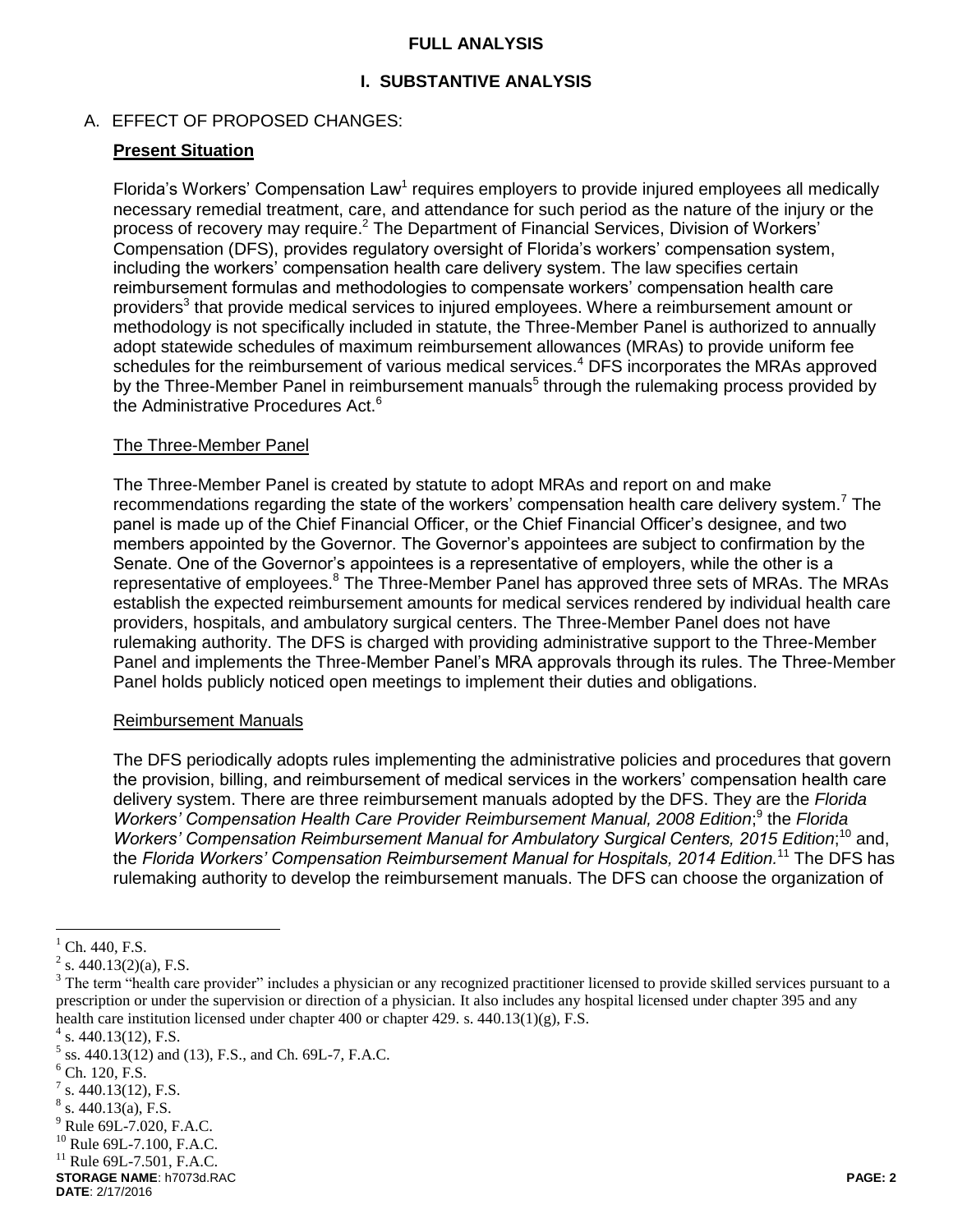# FULL ANALYSIS

## I. SUBSTANTIVE ANALYSIS

### A. EFFECT OF PROPOSED CHANGES:

**Present Situation**

Florida's Workers' Compensation Law[1] requires employers to provide injured employees all medically necessary remedial treatment, care, and attendance for such period as the nature of the injury or the process of recovery may require.[2] The Department of Financial Services, Division of Workers' Compensation (DFS), provides regulatory oversight of Florida's workers' compensation system, including the workers' compensation health care delivery system. The law specifies certain reimbursement formulas and methodologies to compensate workers' compensation health care providers[3] that provide medical services to injured employees. Where a reimbursement amount or methodology is not specifically included in statute, the Three-Member Panel is authorized to annually adopt statewide schedules of maximum reimbursement allowances (MRAs) to provide uniform fee schedules for the reimbursement of various medical services.[4] DFS incorporates the MRAs approved by the Three-Member Panel in reimbursement manuals[5] through the rulemaking process provided by the Administrative Procedures Act.[6]

The Three-Member Panel

The Three-Member Panel is created by statute to adopt MRAs and report on and make recommendations regarding the state of the workers' compensation health care delivery system.[7] The panel is made up of the Chief Financial Officer, or the Chief Financial Officer's designee, and two members appointed by the Governor. The Governor's appointees are subject to confirmation by the Senate. One of the Governor's appointees is a representative of employers, while the other is a representative of employees.[8] The Three-Member Panel has approved three sets of MRAs. The MRAs establish the expected reimbursement amounts for medical services rendered by individual health care providers, hospitals, and ambulatory surgical centers. The Three-Member Panel does not have rulemaking authority. The DFS is charged with providing administrative support to the Three-Member Panel and implements the Three-Member Panel's MRA approvals through its rules. The Three-Member Panel holds publicly noticed open meetings to implement their duties and obligations.

Reimbursement Manuals

The DFS periodically adopts rules implementing the administrative policies and procedures that govern the provision, billing, and reimbursement of medical services in the workers' compensation health care delivery system. There are three reimbursement manuals adopted by the DFS. They are the *Florida Workers' Compensation Health Care Provider Reimbursement Manual, 2008 Edition*;[9] the *Florida Workers' Compensation Reimbursement Manual for Ambulatory Surgical Centers, 2015 Edition*;[10] and, the *Florida Workers' Compensation Reimbursement Manual for Hospitals, 2014 Edition.*[11] The DFS has rulemaking authority to develop the reimbursement manuals. The DFS can choose the organization of

---

[1] Ch. 440, F.S.

[2] s. 440.13(2)(a), F.S.

[3] The term "health care provider" includes a physician or any recognized practitioner licensed to provide skilled services pursuant to a prescription or under the supervision or direction of a physician. It also includes any hospital licensed under chapter 395 and any health care institution licensed under chapter 400 or chapter 429. s. 440.13(1)(g), F.S.

[4] s. 440.13(12), F.S.

[5] ss. 440.13(12) and (13), F.S., and Ch. 69L-7, F.A.C.

[6] Ch. 120, F.S.

[7] s. 440.13(12), F.S.

[8] s. 440.13(a), F.S.

[9] Rule 69L-7.020, F.A.C.

[10] Rule 69L-7.100, F.A.C.

[11] Rule 69L-7.501, F.A.C.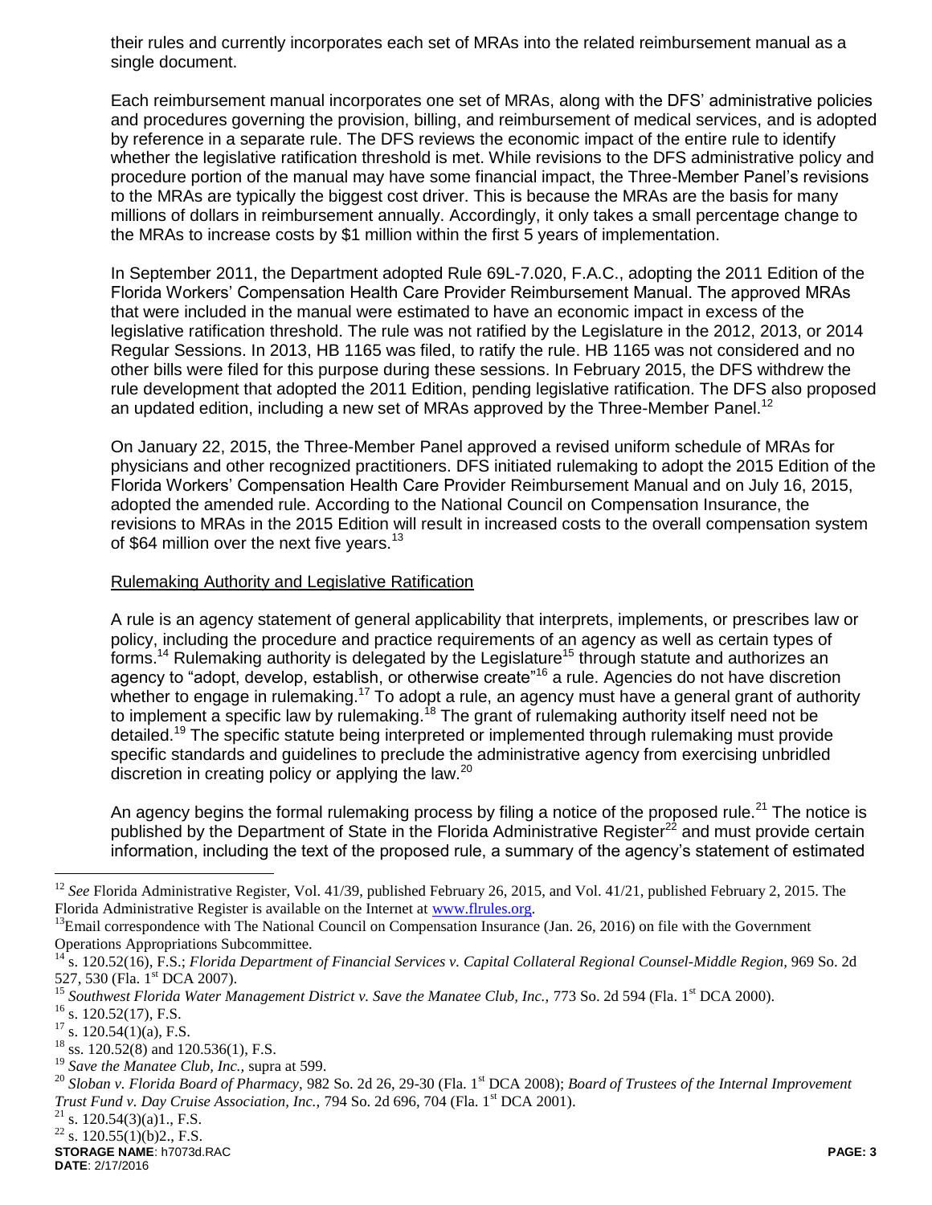their rules and currently incorporates each set of MRAs into the related reimbursement manual as a single document.

Each reimbursement manual incorporates one set of MRAs, along with the DFS' administrative policies and procedures governing the provision, billing, and reimbursement of medical services, and is adopted by reference in a separate rule. The DFS reviews the economic impact of the entire rule to identify whether the legislative ratification threshold is met. While revisions to the DFS administrative policy and procedure portion of the manual may have some financial impact, the Three-Member Panel's revisions to the MRAs are typically the biggest cost driver. This is because the MRAs are the basis for many millions of dollars in reimbursement annually. Accordingly, it only takes a small percentage change to the MRAs to increase costs by $1 million within the first 5 years of implementation.

In September 2011, the Department adopted Rule 69L-7.020, F.A.C., adopting the 2011 Edition of the Florida Workers' Compensation Health Care Provider Reimbursement Manual. The approved MRAs that were included in the manual were estimated to have an economic impact in excess of the legislative ratification threshold. The rule was not ratified by the Legislature in the 2012, 2013, or 2014 Regular Sessions. In 2013, HB 1165 was filed, to ratify the rule. HB 1165 was not considered and no other bills were filed for this purpose during these sessions. In February 2015, the DFS withdrew the rule development that adopted the 2011 Edition, pending legislative ratification. The DFS also proposed an updated edition, including a new set of MRAs approved by the Three-Member Panel.[12]

On January 22, 2015, the Three-Member Panel approved a revised uniform schedule of MRAs for physicians and other recognized practitioners. DFS initiated rulemaking to adopt the 2015 Edition of the Florida Workers' Compensation Health Care Provider Reimbursement Manual and on July 16, 2015, adopted the amended rule. According to the National Council on Compensation Insurance, the revisions to MRAs in the 2015 Edition will result in increased costs to the overall compensation system of $64 million over the next five years.[13]

<u>Rulemaking Authority and Legislative Ratification</u>

A rule is an agency statement of general applicability that interprets, implements, or prescribes law or policy, including the procedure and practice requirements of an agency as well as certain types of forms.[14] Rulemaking authority is delegated by the Legislature[15] through statute and authorizes an agency to "adopt, develop, establish, or otherwise create"[16] a rule. Agencies do not have discretion whether to engage in rulemaking.[17] To adopt a rule, an agency must have a general grant of authority to implement a specific law by rulemaking.[18] The grant of rulemaking authority itself need not be detailed.[19] The specific statute being interpreted or implemented through rulemaking must provide specific standards and guidelines to preclude the administrative agency from exercising unbridled discretion in creating policy or applying the law.[20]

An agency begins the formal rulemaking process by filing a notice of the proposed rule.[21] The notice is published by the Department of State in the Florida Administrative Register[22] and must provide certain information, including the text of the proposed rule, a summary of the agency's statement of estimated

---

[12] *See* Florida Administrative Register, Vol. 41/39, published February 26, 2015, and Vol. 41/21, published February 2, 2015. The Florida Administrative Register is available on the Internet at www.flrules.org.

[13] Email correspondence with The National Council on Compensation Insurance (Jan. 26, 2016) on file with the Government Operations Appropriations Subcommittee.

[14] s. 120.52(16), F.S.; *Florida Department of Financial Services v. Capital Collateral Regional Counsel-Middle Region*, 969 So. 2d 527, 530 (Fla. 1st DCA 2007).

[15] *Southwest Florida Water Management District v. Save the Manatee Club, Inc.,* 773 So. 2d 594 (Fla. 1st DCA 2000).

[16] s. 120.52(17), F.S.

[17] s. 120.54(1)(a), F.S.

[18] ss. 120.52(8) and 120.536(1), F.S.

[19] *Save the Manatee Club, Inc.,* supra at 599.

[20] *Sloban v. Florida Board of Pharmacy*, 982 So. 2d 26, 29-30 (Fla. 1st DCA 2008); *Board of Trustees of the Internal Improvement Trust Fund v. Day Cruise Association, Inc.,* 794 So. 2d 696, 704 (Fla. 1st DCA 2001).

[21] s. 120.54(3)(a)1., F.S.

[22] s. 120.55(1)(b)2., F.S.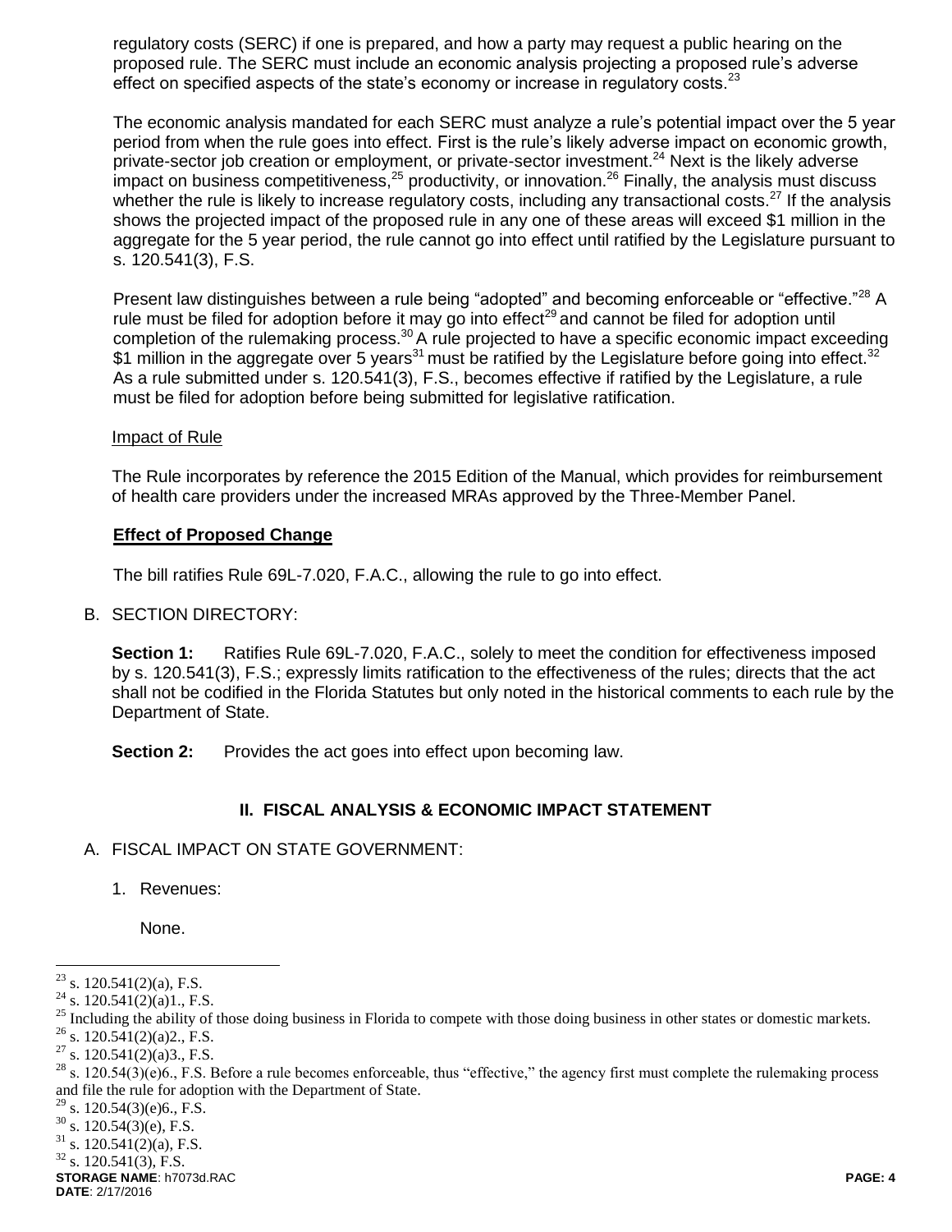regulatory costs (SERC) if one is prepared, and how a party may request a public hearing on the proposed rule. The SERC must include an economic analysis projecting a proposed rule's adverse effect on specified aspects of the state's economy or increase in regulatory costs.[23]

The economic analysis mandated for each SERC must analyze a rule's potential impact over the 5 year period from when the rule goes into effect. First is the rule's likely adverse impact on economic growth, private-sector job creation or employment, or private-sector investment.[24] Next is the likely adverse impact on business competitiveness,[25] productivity, or innovation.[26] Finally, the analysis must discuss whether the rule is likely to increase regulatory costs, including any transactional costs.[27] If the analysis shows the projected impact of the proposed rule in any one of these areas will exceed $1 million in the aggregate for the 5 year period, the rule cannot go into effect until ratified by the Legislature pursuant to s. 120.541(3), F.S.

Present law distinguishes between a rule being "adopted" and becoming enforceable or "effective."[28] A rule must be filed for adoption before it may go into effect[29] and cannot be filed for adoption until completion of the rulemaking process.[30] A rule projected to have a specific economic impact exceeding $1 million in the aggregate over 5 years[31] must be ratified by the Legislature before going into effect.[32] As a rule submitted under s. 120.541(3), F.S., becomes effective if ratified by the Legislature, a rule must be filed for adoption before being submitted for legislative ratification.

Impact of Rule

The Rule incorporates by reference the 2015 Edition of the Manual, which provides for reimbursement of health care providers under the increased MRAs approved by the Three-Member Panel.

**Effect of Proposed Change**

The bill ratifies Rule 69L-7.020, F.A.C., allowing the rule to go into effect.

B. SECTION DIRECTORY:

**Section 1:** Ratifies Rule 69L-7.020, F.A.C., solely to meet the condition for effectiveness imposed by s. 120.541(3), F.S.; expressly limits ratification to the effectiveness of the rules; directs that the act shall not be codified in the Florida Statutes but only noted in the historical comments to each rule by the Department of State.

**Section 2:** Provides the act goes into effect upon becoming law.

## II. FISCAL ANALYSIS & ECONOMIC IMPACT STATEMENT

A. FISCAL IMPACT ON STATE GOVERNMENT:

1. Revenues:

None.

---

[23] s. 120.541(2)(a), F.S.
[24] s. 120.541(2)(a)1., F.S.
[25] Including the ability of those doing business in Florida to compete with those doing business in other states or domestic markets.
[26] s. 120.541(2)(a)2., F.S.
[27] s. 120.541(2)(a)3., F.S.
[28] s. 120.54(3)(e)6., F.S. Before a rule becomes enforceable, thus "effective," the agency first must complete the rulemaking process and file the rule for adoption with the Department of State.
[29] s. 120.54(3)(e)6., F.S.
[30] s. 120.54(3)(e), F.S.
[31] s. 120.541(2)(a), F.S.
[32] s. 120.541(3), F.S.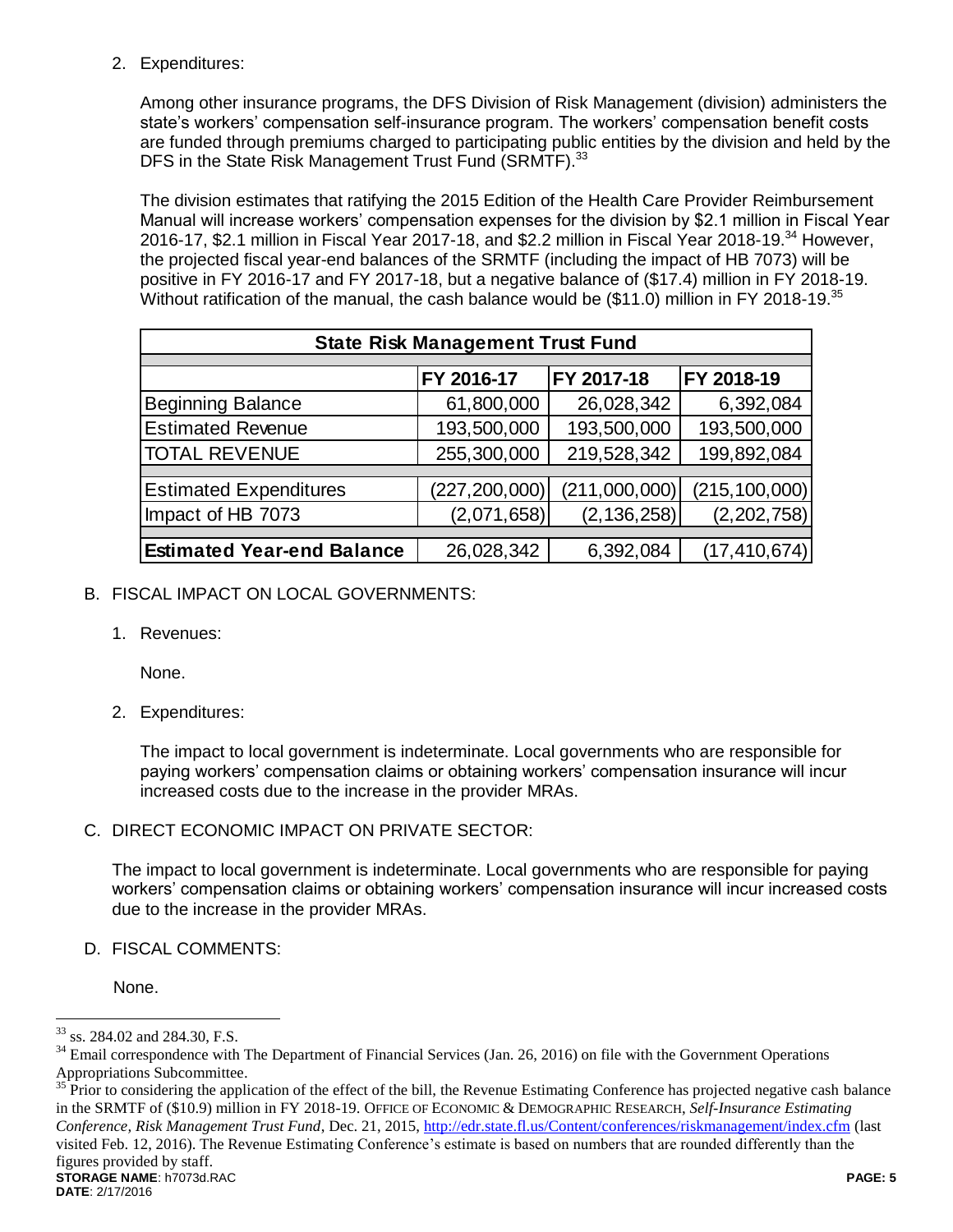2. Expenditures:

Among other insurance programs, the DFS Division of Risk Management (division) administers the state's workers' compensation self-insurance program. The workers' compensation benefit costs are funded through premiums charged to participating public entities by the division and held by the DFS in the State Risk Management Trust Fund (SRMTF).[33]

The division estimates that ratifying the 2015 Edition of the Health Care Provider Reimbursement Manual will increase workers' compensation expenses for the division by $2.1 million in Fiscal Year 2016-17, $2.1 million in Fiscal Year 2017-18, and $2.2 million in Fiscal Year 2018-19.[34] However, the projected fiscal year-end balances of the SRMTF (including the impact of HB 7073) will be positive in FY 2016-17 and FY 2017-18, but a negative balance of ($17.4) million in FY 2018-19. Without ratification of the manual, the cash balance would be ($11.0) million in FY 2018-19.[35]

| State Risk Management Trust Fund | | | |
|---|---|---|---|
| | FY 2016-17 | FY 2017-18 | FY 2018-19 |
| Beginning Balance | 61,800,000 | 26,028,342 | 6,392,084 |
| Estimated Revenue | 193,500,000 | 193,500,000 | 193,500,000 |
| TOTAL REVENUE | 255,300,000 | 219,528,342 | 199,892,084 |
| Estimated Expenditures | (227,200,000) | (211,000,000) | (215,100,000) |
| Impact of HB 7073 | (2,071,658) | (2,136,258) | (2,202,758) |
| **Estimated Year-end Balance** | 26,028,342 | 6,392,084 | (17,410,674) |

B. FISCAL IMPACT ON LOCAL GOVERNMENTS:

1. Revenues:

None.

2. Expenditures:

The impact to local government is indeterminate. Local governments who are responsible for paying workers' compensation claims or obtaining workers' compensation insurance will incur increased costs due to the increase in the provider MRAs.

C. DIRECT ECONOMIC IMPACT ON PRIVATE SECTOR:

The impact to local government is indeterminate. Local governments who are responsible for paying workers' compensation claims or obtaining workers' compensation insurance will incur increased costs due to the increase in the provider MRAs.

D. FISCAL COMMENTS:

None.

---

[33] ss. 284.02 and 284.30, F.S.

[34] Email correspondence with The Department of Financial Services (Jan. 26, 2016) on file with the Government Operations Appropriations Subcommittee.

[35] Prior to considering the application of the effect of the bill, the Revenue Estimating Conference has projected negative cash balance in the SRMTF of ($10.9) million in FY 2018-19. OFFICE OF ECONOMIC & DEMOGRAPHIC RESEARCH, *Self-Insurance Estimating Conference, Risk Management Trust Fund*, Dec. 21, 2015, http://edr.state.fl.us/Content/conferences/riskmanagement/index.cfm (last visited Feb. 12, 2016). The Revenue Estimating Conference's estimate is based on numbers that are rounded differently than the figures provided by staff.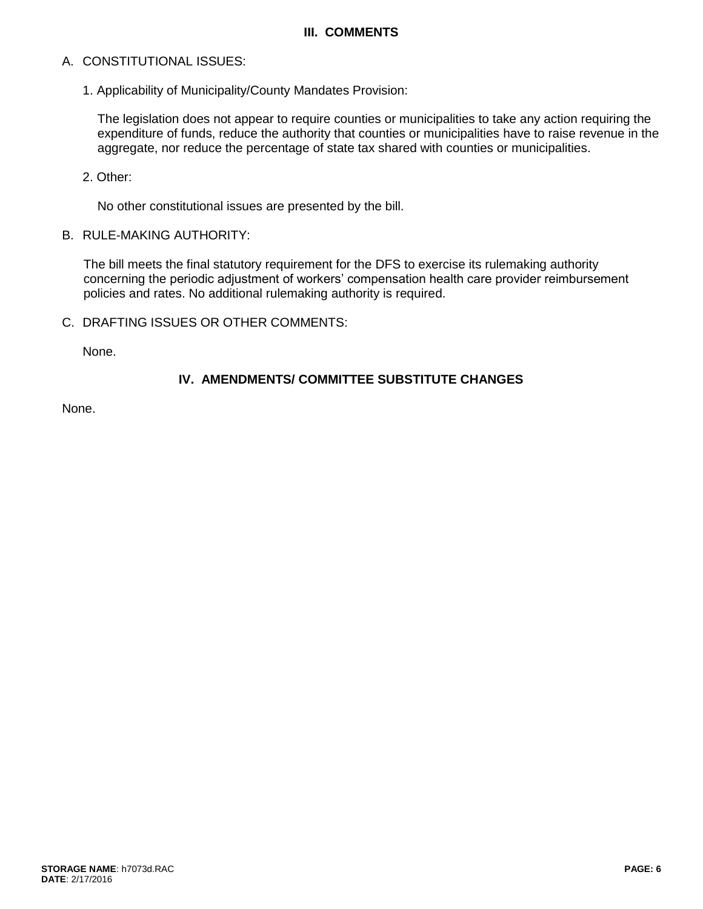## III. COMMENTS

A. CONSTITUTIONAL ISSUES:

1. Applicability of Municipality/County Mandates Provision:

The legislation does not appear to require counties or municipalities to take any action requiring the expenditure of funds, reduce the authority that counties or municipalities have to raise revenue in the aggregate, nor reduce the percentage of state tax shared with counties or municipalities.

2. Other:

No other constitutional issues are presented by the bill.

B. RULE-MAKING AUTHORITY:

The bill meets the final statutory requirement for the DFS to exercise its rulemaking authority concerning the periodic adjustment of workers' compensation health care provider reimbursement policies and rates. No additional rulemaking authority is required.

C. DRAFTING ISSUES OR OTHER COMMENTS:

None.

## IV. AMENDMENTS/ COMMITTEE SUBSTITUTE CHANGES

None.